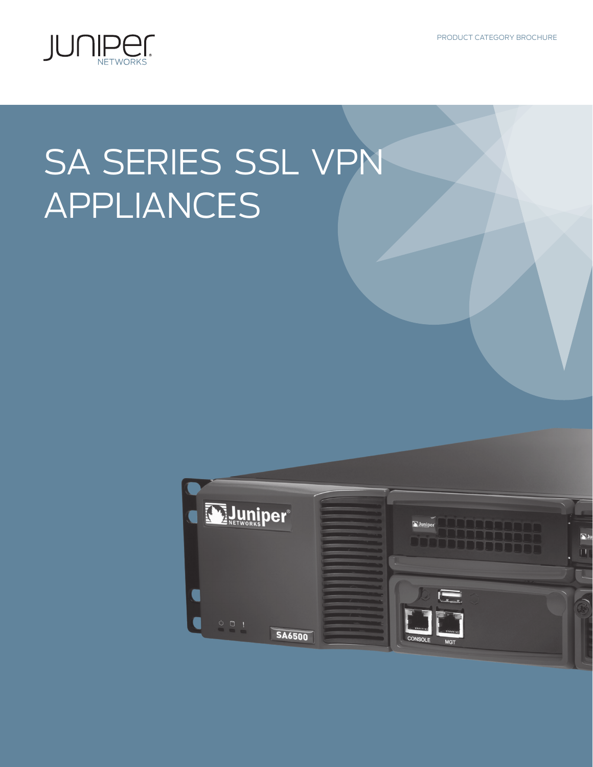PRODUCT CATEGORY BROCHURE

# SA SERIES SSL VPN APPLIANCES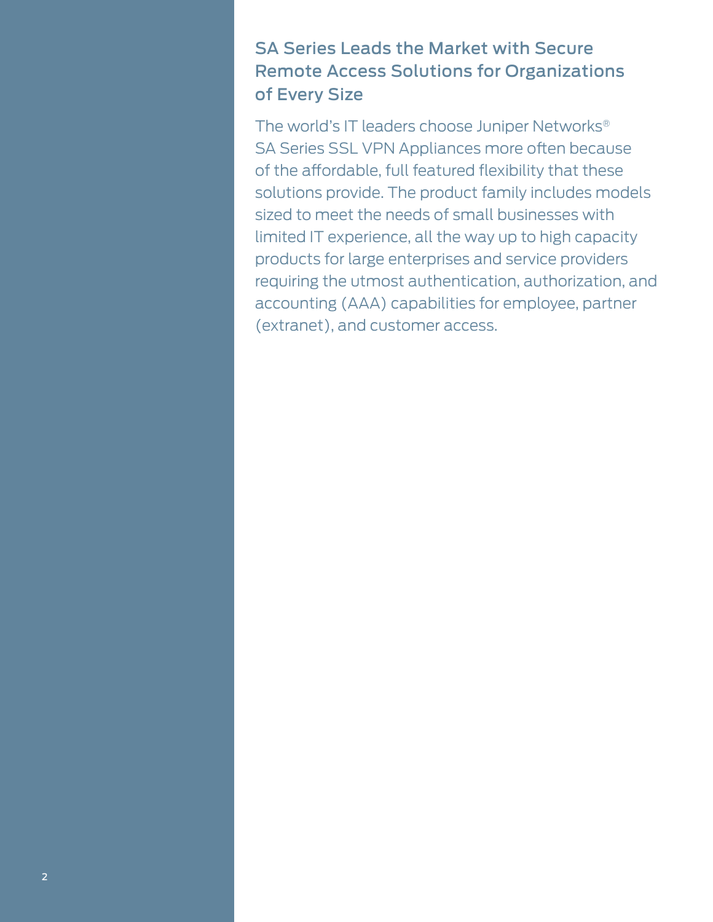## SA Series Leads the Market with Secure Remote Access Solutions for Organizations of Every Size

The world's IT leaders choose Juniper Networks® SA Series SSL VPN Appliances more often because of the affordable, full featured flexibility that these solutions provide. The product family includes models sized to meet the needs of small businesses with limited IT experience, all the way up to high capacity products for large enterprises and service providers requiring the utmost authentication, authorization, and accounting (AAA) capabilities for employee, partner (extranet), and customer access.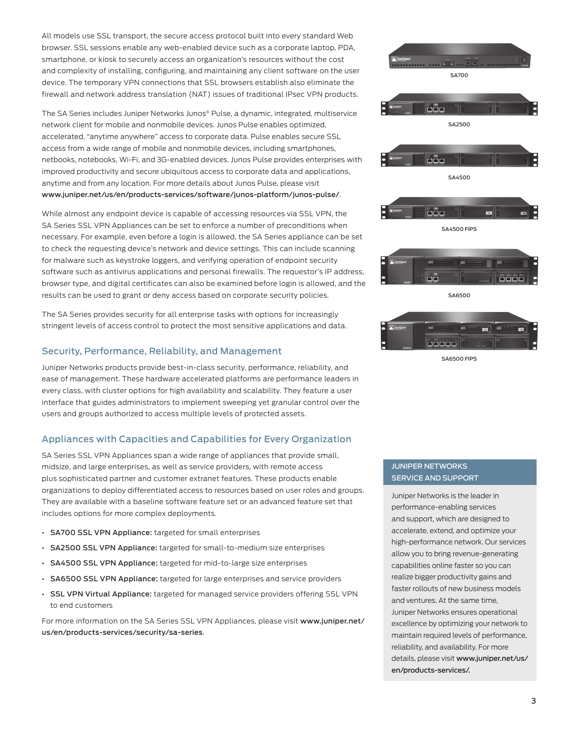All models use SSL transport, the secure access protocol built into every standard Web browser. SSL sessions enable any web-enabled device such as a corporate laptop, PDA, smartphone, or kiosk to securely access an organization's resources without the cost and complexity of installing, configuring, and maintaining any client software on the user device. The temporary VPN connections that SSL browsers establish also eliminate the firewall and network address translation (NAT) issues of traditional IPsec VPN products.

The SA Series includes Juniper Networks Junos® Pulse, a dynamic, integrated, multiservice network client for mobile and nonmobile devices. Junos Pulse enables optimized, accelerated, "anytime anywhere" access to corporate data. Pulse enables secure SSL access from a wide range of mobile and nonmobile devices, including smartphones, netbooks, notebooks, Wi-Fi, and 3G-enabled devices. Junos Pulse provides enterprises with improved productivity and secure ubiquitous access to corporate data and applications, anytime and from any location. For more details about Junos Pulse, please visit **www.juniper.net/us/en/products-services/software/junos-platform/junos-pulse/**.

While almost any endpoint device is capable of accessing resources via SSL VPN, the SA Series SSL VPN Appliances can be set to enforce a number of preconditions when necessary. For example, even before a login is allowed, the SA Series appliance can be set to check the requesting device's network and device settings. This can include scanning for malware such as keystroke loggers, and verifying operation of endpoint security software such as antivirus applications and personal firewalls. The requestor's IP address, browser type, and digital certificates can also be examined before login is allowed, and the results can be used to grant or deny access based on corporate security policies.

The SA Series provides security for all enterprise tasks with options for increasingly stringent levels of access control to protect the most sensitive applications and data.

SA700

SA2500

SA4500

SA4500 FIPS

SA6500

SA6500 FIPS

## Security, Performance, Reliability, and Management

Juniper Networks products provide best-in-class security, performance, reliability, and ease of management. These hardware accelerated platforms are performance leaders in every class, with cluster options for high availability and scalability. They feature a user interface that guides administrators to implement sweeping yet granular control over the users and groups authorized to access multiple levels of protected assets.

## Appliances with Capacities and Capabilities for Every Organization

SA Series SSL VPN Appliances span a wide range of appliances that provide small, midsize, and large enterprises, as well as service providers, with remote access plus sophisticated partner and customer extranet features. These products enable organizations to deploy differentiated access to resources based on user roles and groups. They are available with a baseline software feature set or an advanced feature set that includes options for more complex deployments.

- **SA700 SSL VPN Appliance:** targeted for small enterprises
- **SA2500 SSL VPN Appliance:** targeted for small-to-medium size enterprises
- **SA4500 SSL VPN Appliance:** targeted for mid-to-large size enterprises
- **SA6500 SSL VPN Appliance:** targeted for large enterprises and service providers
- **SSL VPN Virtual Appliance:** targeted for managed service providers offering SSL VPN to end customers

For more information on the SA Series SSL VPN Appliances, please visit **www.juniper.net/us/en/products-services/security/sa-series**.

### JUNIPER NETWORKS SERVICE AND SUPPORT

Juniper Networks is the leader in performance-enabling services and support, which are designed to accelerate, extend, and optimize your high-performance network. Our services allow you to bring revenue-generating capabilities online faster so you can realize bigger productivity gains and faster rollouts of new business models and ventures. At the same time, Juniper Networks ensures operational excellence by optimizing your network to maintain required levels of performance, reliability, and availability. For more details, please visit **www.juniper.net/us/en/products-services/**.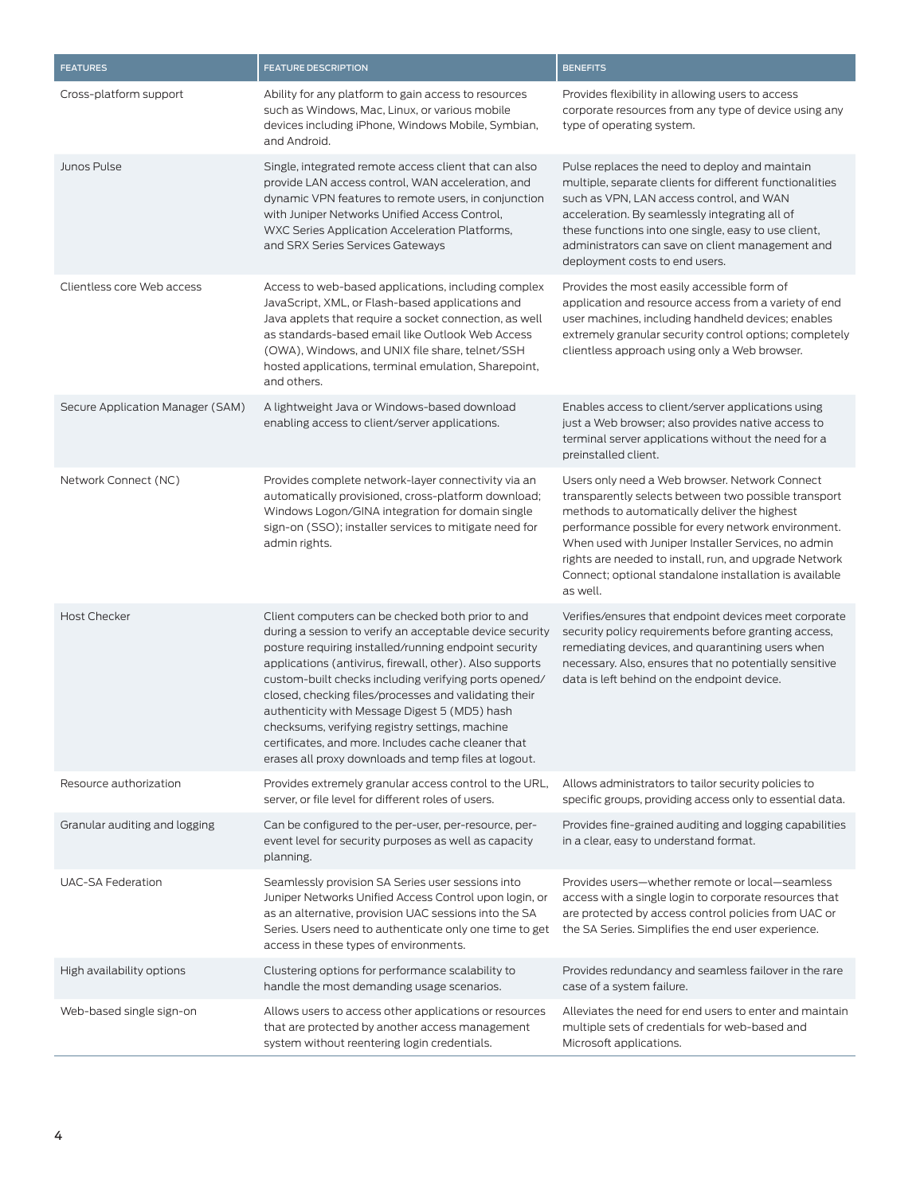| FEATURES | FEATURE DESCRIPTION | BENEFITS |
|---|---|---|
| Cross-platform support | Ability for any platform to gain access to resources such as Windows, Mac, Linux, or various mobile devices including iPhone, Windows Mobile, Symbian, and Android. | Provides flexibility in allowing users to access corporate resources from any type of device using any type of operating system. |
| Junos Pulse | Single, integrated remote access client that can also provide LAN access control, WAN acceleration, and dynamic VPN features to remote users, in conjunction with Juniper Networks Unified Access Control, WXC Series Application Acceleration Platforms, and SRX Series Services Gateways | Pulse replaces the need to deploy and maintain multiple, separate clients for different functionalities such as VPN, LAN access control, and WAN acceleration. By seamlessly integrating all of these functions into one single, easy to use client, administrators can save on client management and deployment costs to end users. |
| Clientless core Web access | Access to web-based applications, including complex JavaScript, XML, or Flash-based applications and Java applets that require a socket connection, as well as standards-based email like Outlook Web Access (OWA), Windows, and UNIX file share, telnet/SSH hosted applications, terminal emulation, Sharepoint, and others. | Provides the most easily accessible form of application and resource access from a variety of end user machines, including handheld devices; enables extremely granular security control options; completely clientless approach using only a Web browser. |
| Secure Application Manager (SAM) | A lightweight Java or Windows-based download enabling access to client/server applications. | Enables access to client/server applications using just a Web browser; also provides native access to terminal server applications without the need for a preinstalled client. |
| Network Connect (NC) | Provides complete network-layer connectivity via an automatically provisioned, cross-platform download; Windows Logon/GINA integration for domain single sign-on (SSO); installer services to mitigate need for admin rights. | Users only need a Web browser. Network Connect transparently selects between two possible transport methods to automatically deliver the highest performance possible for every network environment. When used with Juniper Installer Services, no admin rights are needed to install, run, and upgrade Network Connect; optional standalone installation is available as well. |
| Host Checker | Client computers can be checked both prior to and during a session to verify an acceptable device security posture requiring installed/running endpoint security applications (antivirus, firewall, other). Also supports custom-built checks including verifying ports opened/closed, checking files/processes and validating their authenticity with Message Digest 5 (MD5) hash checksums, verifying registry settings, machine certificates, and more. Includes cache cleaner that erases all proxy downloads and temp files at logout. | Verifies/ensures that endpoint devices meet corporate security policy requirements before granting access, remediating devices, and quarantining users when necessary. Also, ensures that no potentially sensitive data is left behind on the endpoint device. |
| Resource authorization | Provides extremely granular access control to the URL, server, or file level for different roles of users. | Allows administrators to tailor security policies to specific groups, providing access only to essential data. |
| Granular auditing and logging | Can be configured to the per-user, per-resource, per-event level for security purposes as well as capacity planning. | Provides fine-grained auditing and logging capabilities in a clear, easy to understand format. |
| UAC-SA Federation | Seamlessly provision SA Series user sessions into Juniper Networks Unified Access Control upon login, or as an alternative, provision UAC sessions into the SA Series. Users need to authenticate only one time to get access in these types of environments. | Provides users—whether remote or local—seamless access with a single login to corporate resources that are protected by access control policies from UAC or the SA Series. Simplifies the end user experience. |
| High availability options | Clustering options for performance scalability to handle the most demanding usage scenarios. | Provides redundancy and seamless failover in the rare case of a system failure. |
| Web-based single sign-on | Allows users to access other applications or resources that are protected by another access management system without reentering login credentials. | Alleviates the need for end users to enter and maintain multiple sets of credentials for web-based and Microsoft applications. |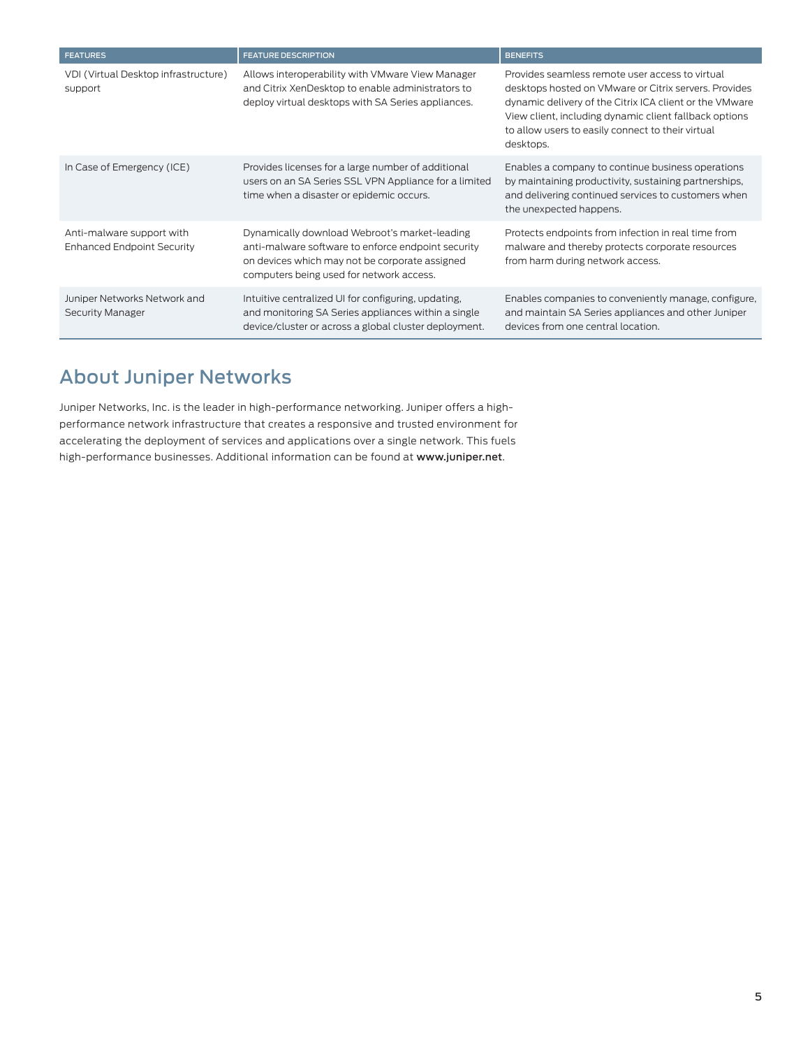| FEATURES | FEATURE DESCRIPTION | BENEFITS |
|---|---|---|
| VDI (Virtual Desktop infrastructure) support | Allows interoperability with VMware View Manager and Citrix XenDesktop to enable administrators to deploy virtual desktops with SA Series appliances. | Provides seamless remote user access to virtual desktops hosted on VMware or Citrix servers. Provides dynamic delivery of the Citrix ICA client or the VMware View client, including dynamic client fallback options to allow users to easily connect to their virtual desktops. |
| In Case of Emergency (ICE) | Provides licenses for a large number of additional users on an SA Series SSL VPN Appliance for a limited time when a disaster or epidemic occurs. | Enables a company to continue business operations by maintaining productivity, sustaining partnerships, and delivering continued services to customers when the unexpected happens. |
| Anti-malware support with Enhanced Endpoint Security | Dynamically download Webroot's market-leading anti-malware software to enforce endpoint security on devices which may not be corporate assigned computers being used for network access. | Protects endpoints from infection in real time from malware and thereby protects corporate resources from harm during network access. |
| Juniper Networks Network and Security Manager | Intuitive centralized UI for configuring, updating, and monitoring SA Series appliances within a single device/cluster or across a global cluster deployment. | Enables companies to conveniently manage, configure, and maintain SA Series appliances and other Juniper devices from one central location. |

## About Juniper Networks

Juniper Networks, Inc. is the leader in high-performance networking. Juniper offers a high-performance network infrastructure that creates a responsive and trusted environment for accelerating the deployment of services and applications over a single network. This fuels high-performance businesses. Additional information can be found at **www.juniper.net**.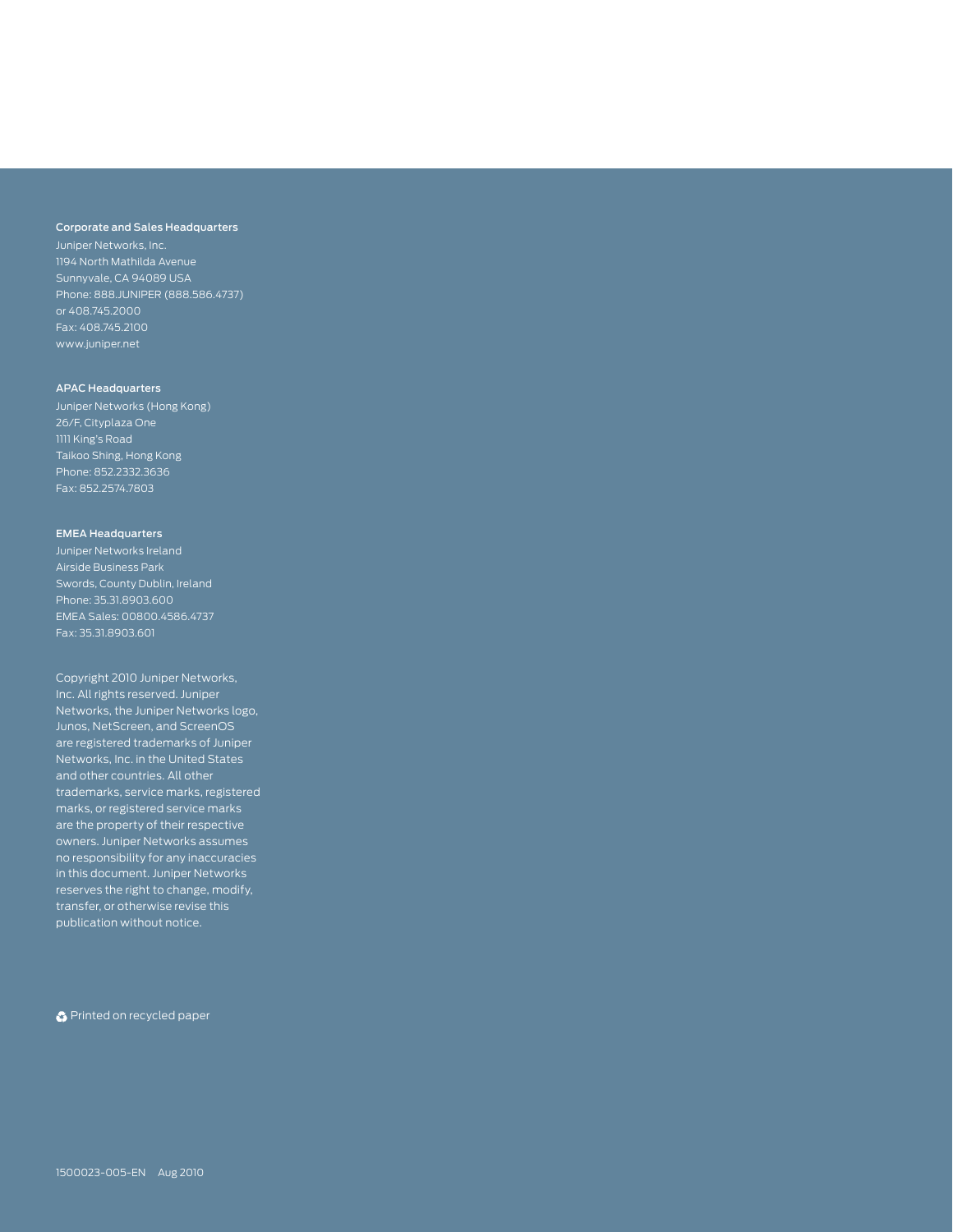**Corporate and Sales Headquarters**
Juniper Networks, Inc.
1194 North Mathilda Avenue
Sunnyvale, CA 94089 USA
Phone: 888.JUNIPER (888.586.4737)
or 408.745.2000
Fax: 408.745.2100
www.juniper.net

**APAC Headquarters**
Juniper Networks (Hong Kong)
26/F, Cityplaza One
1111 King's Road
Taikoo Shing, Hong Kong
Phone: 852.2332.3636
Fax: 852.2574.7803

**EMEA Headquarters**
Juniper Networks Ireland
Airside Business Park
Swords, County Dublin, Ireland
Phone: 35.31.8903.600
EMEA Sales: 00800.4586.4737
Fax: 35.31.8903.601

Copyright 2010 Juniper Networks, Inc. All rights reserved. Juniper Networks, the Juniper Networks logo, Junos, NetScreen, and ScreenOS are registered trademarks of Juniper Networks, Inc. in the United States and other countries. All other trademarks, service marks, registered marks, or registered service marks are the property of their respective owners. Juniper Networks assumes no responsibility for any inaccuracies in this document. Juniper Networks reserves the right to change, modify, transfer, or otherwise revise this publication without notice.

Printed on recycled paper

1500023-005-EN Aug 2010